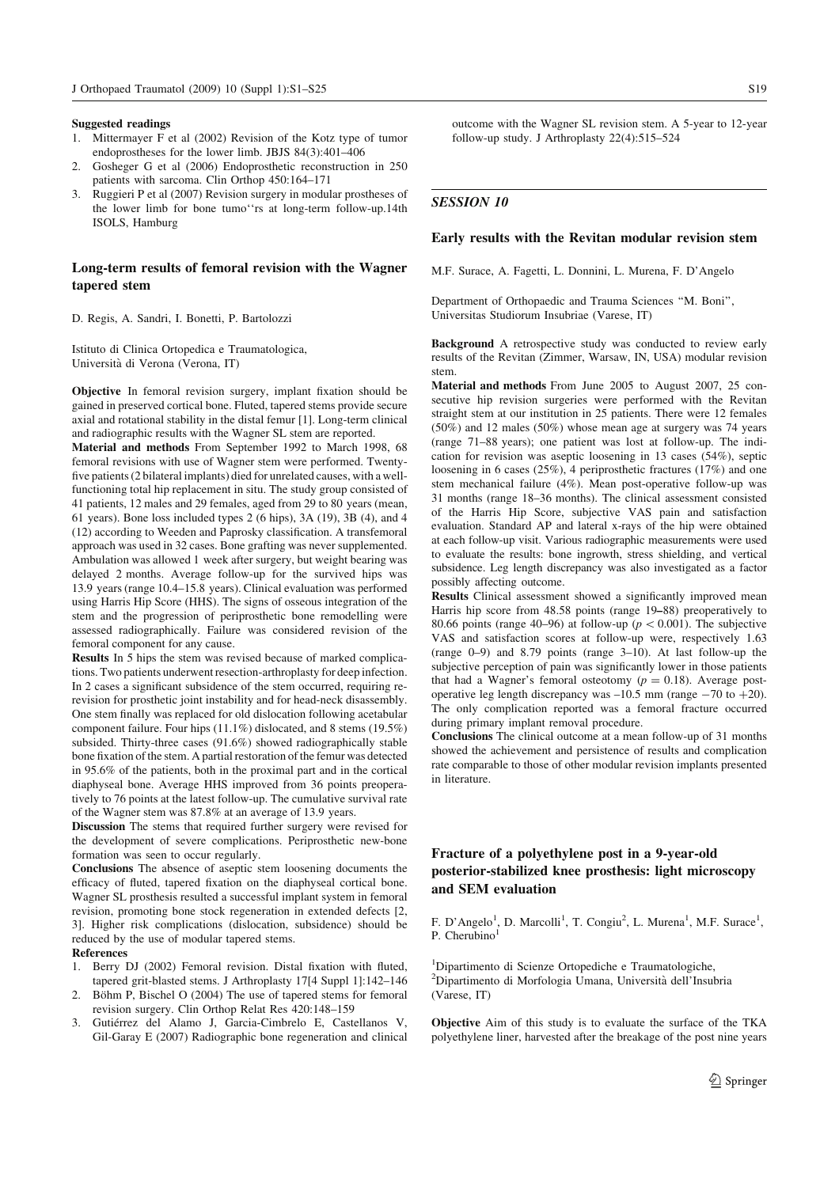**Suggested readings**

1. Mittermayer F et al (2002) Revision of the Kotz type of tumor endoprostheses for the lower limb. JBJS 84(3):401–406
2. Gosheger G et al (2006) Endoprosthetic reconstruction in 250 patients with sarcoma. Clin Orthop 450:164–171
3. Ruggieri P et al (2007) Revision surgery in modular prostheses of the lower limb for bone tumo''rs at long-term follow-up.14th ISOLS, Hamburg

### Long-term results of femoral revision with the Wagner tapered stem

D. Regis, A. Sandri, I. Bonetti, P. Bartolozzi

Istituto di Clinica Ortopedica e Traumatologica, Università di Verona (Verona, IT)

**Objective** In femoral revision surgery, implant fixation should be gained in preserved cortical bone. Fluted, tapered stems provide secure axial and rotational stability in the distal femur [1]. Long-term clinical and radiographic results with the Wagner SL stem are reported.

**Material and methods** From September 1992 to March 1998, 68 femoral revisions with use of Wagner stem were performed. Twenty-five patients (2 bilateral implants) died for unrelated causes, with a well-functioning total hip replacement in situ. The study group consisted of 41 patients, 12 males and 29 females, aged from 29 to 80 years (mean, 61 years). Bone loss included types 2 (6 hips), 3A (19), 3B (4), and 4 (12) according to Weeden and Paprosky classification. A transfemoral approach was used in 32 cases. Bone grafting was never supplemented. Ambulation was allowed 1 week after surgery, but weight bearing was delayed 2 months. Average follow-up for the survived hips was 13.9 years (range 10.4–15.8 years). Clinical evaluation was performed using Harris Hip Score (HHS). The signs of osseous integration of the stem and the progression of periprosthetic bone remodelling were assessed radiographically. Failure was considered revision of the femoral component for any cause.

**Results** In 5 hips the stem was revised because of marked complications. Two patients underwent resection-arthroplasty for deep infection. In 2 cases a significant subsidence of the stem occurred, requiring re-revision for prosthetic joint instability and for head-neck disassembly. One stem finally was replaced for old dislocation following acetabular component failure. Four hips (11.1%) dislocated, and 8 stems (19.5%) subsided. Thirty-three cases (91.6%) showed radiographically stable bone fixation of the stem. A partial restoration of the femur was detected in 95.6% of the patients, both in the proximal part and in the cortical diaphyseal bone. Average HHS improved from 36 points preoperatively to 76 points at the latest follow-up. The cumulative survival rate of the Wagner stem was 87.8% at an average of 13.9 years.

**Discussion** The stems that required further surgery were revised for the development of severe complications. Periprosthetic new-bone formation was seen to occur regularly.

**Conclusions** The absence of aseptic stem loosening documents the efficacy of fluted, tapered fixation on the diaphyseal cortical bone. Wagner SL prosthesis resulted a successful implant system in femoral revision, promoting bone stock regeneration in extended defects [2, 3]. Higher risk complications (dislocation, subsidence) should be reduced by the use of modular tapered stems.

**References**

1. Berry DJ (2002) Femoral revision. Distal fixation with fluted, tapered grit-blasted stems. J Arthroplasty 17[4 Suppl 1]:142–146
2. Böhm P, Bischel O (2004) The use of tapered stems for femoral revision surgery. Clin Orthop Relat Res 420:148–159
3. Gutiérrez del Alamo J, Garcia-Cimbrelo E, Castellanos V, Gil-Garay E (2007) Radiographic bone regeneration and clinical outcome with the Wagner SL revision stem. A 5-year to 12-year follow-up study. J Arthroplasty 22(4):515–524

## *SESSION 10*

### Early results with the Revitan modular revision stem

M.F. Surace, A. Fagetti, L. Donnini, L. Murena, F. D'Angelo

Department of Orthopaedic and Trauma Sciences "M. Boni", Universitas Studiorum Insubriae (Varese, IT)

**Background** A retrospective study was conducted to review early results of the Revitan (Zimmer, Warsaw, IN, USA) modular revision stem.

**Material and methods** From June 2005 to August 2007, 25 consecutive hip revision surgeries were performed with the Revitan straight stem at our institution in 25 patients. There were 12 females (50%) and 12 males (50%) whose mean age at surgery was 74 years (range 71–88 years); one patient was lost at follow-up. The indication for revision was aseptic loosening in 13 cases (54%), septic loosening in 6 cases (25%), 4 periprosthetic fractures (17%) and one stem mechanical failure (4%). Mean post-operative follow-up was 31 months (range 18–36 months). The clinical assessment consisted of the Harris Hip Score, subjective VAS pain and satisfaction evaluation. Standard AP and lateral x-rays of the hip were obtained at each follow-up visit. Various radiographic measurements were used to evaluate the results: bone ingrowth, stress shielding, and vertical subsidence. Leg length discrepancy was also investigated as a factor possibly affecting outcome.

**Results** Clinical assessment showed a significantly improved mean Harris hip score from 48.58 points (range 19–88) preoperatively to 80.66 points (range 40–96) at follow-up ($p < 0.001$). The subjective VAS and satisfaction scores at follow-up were, respectively 1.63 (range 0–9) and 8.79 points (range 3–10). At last follow-up the subjective perception of pain was significantly lower in those patients that had a Wagner's femoral osteotomy ($p = 0.18$). Average post-operative leg length discrepancy was –10.5 mm (range −70 to +20). The only complication reported was a femoral fracture occurred during primary implant removal procedure.

**Conclusions** The clinical outcome at a mean follow-up of 31 months showed the achievement and persistence of results and complication rate comparable to those of other modular revision implants presented in literature.

### Fracture of a polyethylene post in a 9-year-old posterior-stabilized knee prosthesis: light microscopy and SEM evaluation

F. D'Angelo[1], D. Marcolli[1], T. Congiu[2], L. Murena[1], M.F. Surace[1], P. Cherubino[1]

[1]Dipartimento di Scienze Ortopediche e Traumatologiche,
[2]Dipartimento di Morfologia Umana, Università dell'Insubria (Varese, IT)

**Objective** Aim of this study is to evaluate the surface of the TKA polyethylene liner, harvested after the breakage of the post nine years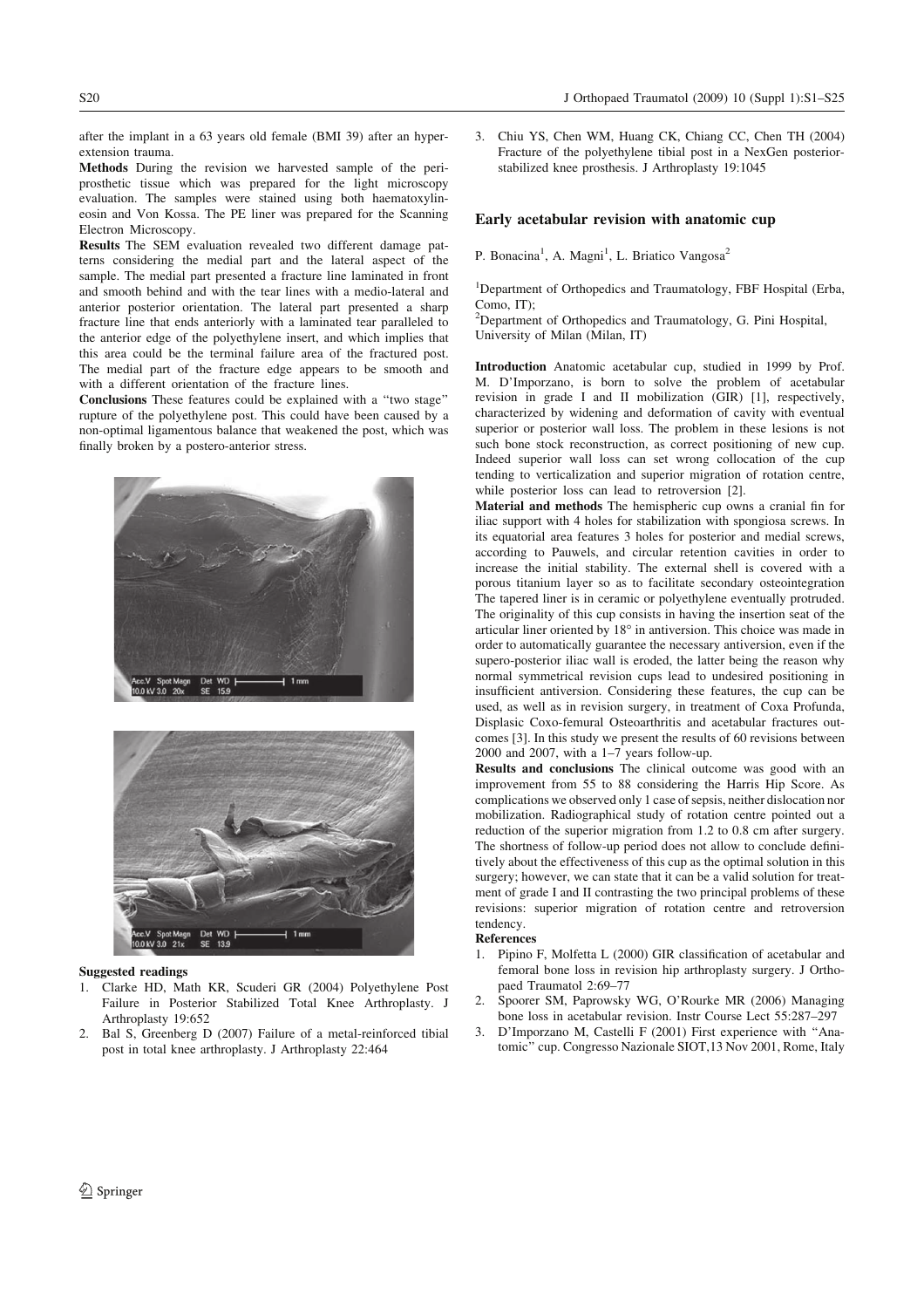after the implant in a 63 years old female (BMI 39) after an hyper-extension trauma.

**Methods** During the revision we harvested sample of the peri-prosthetic tissue which was prepared for the light microscopy evaluation. The samples were stained using both haematoxylin-eosin and Von Kossa. The PE liner was prepared for the Scanning Electron Microscopy.

**Results** The SEM evaluation revealed two different damage patterns considering the medial part and the lateral aspect of the sample. The medial part presented a fracture line laminated in front and smooth behind and with the tear lines with a medio-lateral and anterior posterior orientation. The lateral part presented a sharp fracture line that ends anteriorly with a laminated tear paralleled to the anterior edge of the polyethylene insert, and which implies that this area could be the terminal failure area of the fractured post. The medial part of the fracture edge appears to be smooth and with a different orientation of the fracture lines.

**Conclusions** These features could be explained with a "two stage" rupture of the polyethylene post. This could have been caused by a non-optimal ligamentous balance that weakened the post, which was finally broken by a postero-anterior stress.

Acc.V Spot Magn Det WD 1 mm
10.0 kV 3.0 20x SE 15.9

Acc.V Spot Magn Det WD 1 mm
10.0 kV 3.0 21x SE 13.9

**Suggested readings**

1. Clarke HD, Math KR, Scuderi GR (2004) Polyethylene Post Failure in Posterior Stabilized Total Knee Arthroplasty. J Arthroplasty 19:652
2. Bal S, Greenberg D (2007) Failure of a metal-reinforced tibial post in total knee arthroplasty. J Arthroplasty 22:464
3. Chiu YS, Chen WM, Huang CK, Chiang CC, Chen TH (2004) Fracture of the polyethylene tibial post in a NexGen posterior-stabilized knee prosthesis. J Arthroplasty 19:1045

## Early acetabular revision with anatomic cup

P. Bonacina[1], A. Magni[1], L. Briatico Vangosa[2]

[1]Department of Orthopedics and Traumatology, FBF Hospital (Erba, Como, IT);
[2]Department of Orthopedics and Traumatology, G. Pini Hospital, University of Milan (Milan, IT)

**Introduction** Anatomic acetabular cup, studied in 1999 by Prof. M. D'Imporzano, is born to solve the problem of acetabular revision in grade I and II mobilization (GIR) [1], respectively, characterized by widening and deformation of cavity with eventual superior or posterior wall loss. The problem in these lesions is not such bone stock reconstruction, as correct positioning of new cup. Indeed superior wall loss can set wrong collocation of the cup tending to verticalization and superior migration of rotation centre, while posterior loss can lead to retroversion [2].

**Material and methods** The hemispheric cup owns a cranial fin for iliac support with 4 holes for stabilization with spongiosa screws. In its equatorial area features 3 holes for posterior and medial screws, according to Pauwels, and circular retention cavities in order to increase the initial stability. The external shell is covered with a porous titanium layer so as to facilitate secondary osteointegration The tapered liner is in ceramic or polyethylene eventually protruded. The originality of this cup consists in having the insertion seat of the articular liner oriented by 18° in antiversion. This choice was made in order to automatically guarantee the necessary antiversion, even if the supero-posterior iliac wall is eroded, the latter being the reason why normal symmetrical revision cups lead to undesired positioning in insufficient antiversion. Considering these features, the cup can be used, as well as in revision surgery, in treatment of Coxa Profunda, Displasic Coxo-femural Osteoarthritis and acetabular fractures outcomes [3]. In this study we present the results of 60 revisions between 2000 and 2007, with a 1–7 years follow-up.

**Results and conclusions** The clinical outcome was good with an improvement from 55 to 88 considering the Harris Hip Score. As complications we observed only 1 case of sepsis, neither dislocation nor mobilization. Radiographical study of rotation centre pointed out a reduction of the superior migration from 1.2 to 0.8 cm after surgery. The shortness of follow-up period does not allow to conclude definitively about the effectiveness of this cup as the optimal solution in this surgery; however, we can state that it can be a valid solution for treatment of grade I and II contrasting the two principal problems of these revisions: superior migration of rotation centre and retroversion tendency.

**References**

1. Pipino F, Molfetta L (2000) GIR classification of acetabular and femoral bone loss in revision hip arthroplasty surgery. J Orthopaed Traumatol 2:69–77
2. Spoorer SM, Paprowsky WG, O'Rourke MR (2006) Managing bone loss in acetabular revision. Instr Course Lect 55:287–297
3. D'Imporzano M, Castelli F (2001) First experience with "Anatomic" cup. Congresso Nazionale SIOT,13 Nov 2001, Rome, Italy